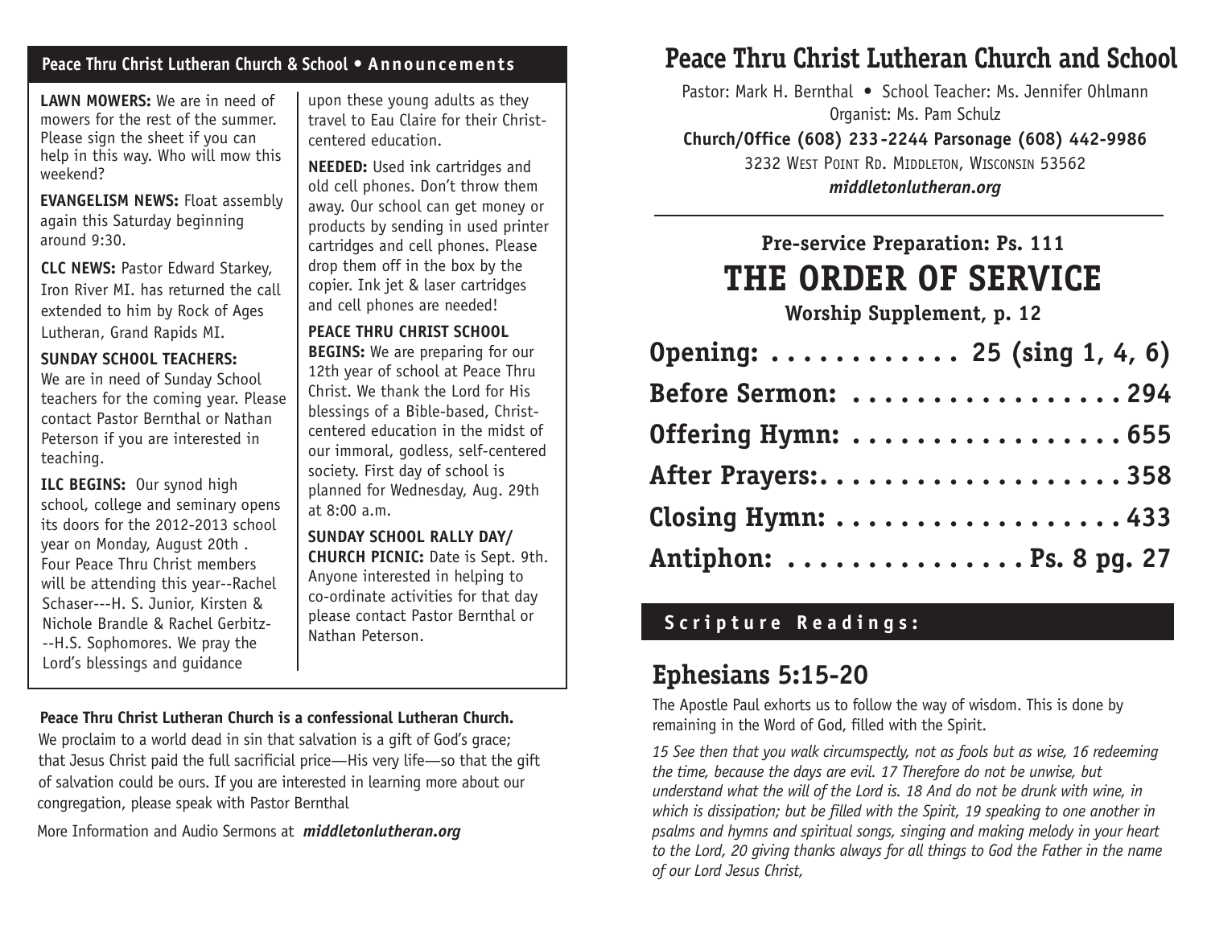## Peace Thru Christ Lutheran Church & School • Announcements

**LAWN MOWERS:** We are in need of mowers for the rest of the summer. Please sign the sheet if you can help in this way. Who will mow this weekend?

**EVANGELISM NEWS:** Float assembly again this Saturday beginning around 9:30.

**CLC NEWS:** Pastor Edward Starkey, Iron River MI. has returned the call extended to him by Rock of Ages Lutheran, Grand Rapids MI.

**SUNDAY SCHOOL TEACHERS:** We are in need of Sunday School teachers for the coming year. Please contact Pastor Bernthal or Nathan Peterson if you are interested in teaching.

**ILC BEGINS:** Our synod high school, college and seminary opens its doors for the 2012-2013 school year on Monday, August 20th . Four Peace Thru Christ members will be attending this year--Rachel Schaser---H. S. Junior, Kirsten & Nichole Brandle & Rachel Gerbitz---H.S. Sophomores. We pray the Lord's blessings and guidance upon these young adults as they travel to Eau Claire for their Christ-centered education.

**NEEDED:** Used ink cartridges and old cell phones. Don't throw them away. Our school can get money or products by sending in used printer cartridges and cell phones. Please drop them off in the box by the copier. Ink jet & laser cartridges and cell phones are needed!

**PEACE THRU CHRIST SCHOOL BEGINS:** We are preparing for our 12th year of school at Peace Thru Christ. We thank the Lord for His blessings of a Bible-based, Christ-centered education in the midst of our immoral, godless, self-centered society. First day of school is planned for Wednesday, Aug. 29th at 8:00 a.m.

**SUNDAY SCHOOL RALLY DAY/ CHURCH PICNIC:** Date is Sept. 9th. Anyone interested in helping to co-ordinate activities for that day please contact Pastor Bernthal or Nathan Peterson.

**Peace Thru Christ Lutheran Church is a confessional Lutheran Church.** We proclaim to a world dead in sin that salvation is a gift of God's grace; that Jesus Christ paid the full sacrificial price—His very life—so that the gift of salvation could be ours. If you are interested in learning more about our congregation, please speak with Pastor Bernthal

More Information and Audio Sermons at ***middletonlutheran.org***

# Peace Thru Christ Lutheran Church and School

Pastor: Mark H. Bernthal • School Teacher: Ms. Jennifer Ohlmann
Organist: Ms. Pam Schulz

**Church/Office (608) 233-2244 Parsonage (608) 442-9986**

3232 West Point Rd. Middleton, Wisconsin 53562

***middletonlutheran.org***

### Pre-service Preparation: Ps. 111

# THE ORDER OF SERVICE

### Worship Supplement, p. 12

**Opening: . . . . . . . . . . . . 25 (sing 1, 4, 6)**

**Before Sermon: . . . . . . . . . . . . . . . . . 294**

**Offering Hymn: . . . . . . . . . . . . . . . . . 655**

**After Prayers:. . . . . . . . . . . . . . . . . . . 358**

**Closing Hymn: . . . . . . . . . . . . . . . . . . 433**

**Antiphon: . . . . . . . . . . . . . . . Ps. 8 pg. 27**

## Scripture Readings:

## Ephesians 5:15-20

The Apostle Paul exhorts us to follow the way of wisdom. This is done by remaining in the Word of God, filled with the Spirit.

*15 See then that you walk circumspectly, not as fools but as wise, 16 redeeming the time, because the days are evil. 17 Therefore do not be unwise, but understand what the will of the Lord is. 18 And do not be drunk with wine, in which is dissipation; but be filled with the Spirit, 19 speaking to one another in psalms and hymns and spiritual songs, singing and making melody in your heart to the Lord, 20 giving thanks always for all things to God the Father in the name of our Lord Jesus Christ,*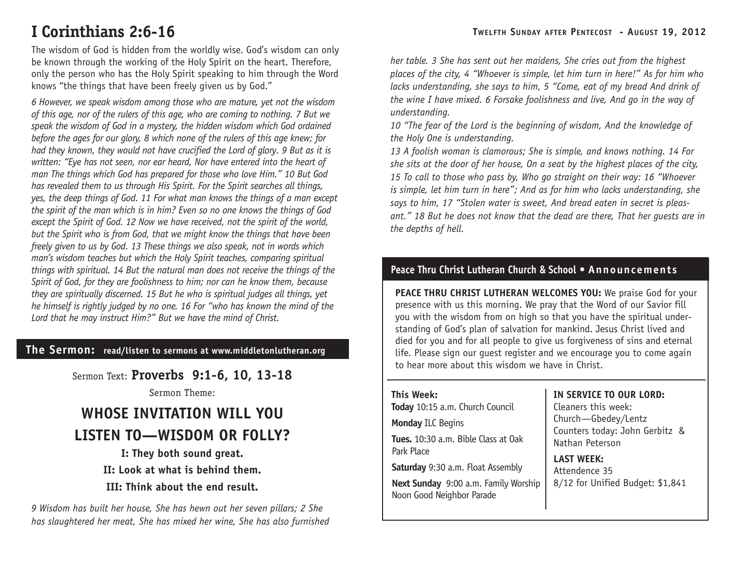# I Corinthians 2:6-16

The wisdom of God is hidden from the worldly wise. God's wisdom can only be known through the working of the Holy Spirit on the heart. Therefore, only the person who has the Holy Spirit speaking to him through the Word knows "the things that have been freely given us by God."

*6 However, we speak wisdom among those who are mature, yet not the wisdom of this age, nor of the rulers of this age, who are coming to nothing. 7 But we speak the wisdom of God in a mystery, the hidden wisdom which God ordained before the ages for our glory, 8 which none of the rulers of this age knew; for had they known, they would not have crucified the Lord of glory. 9 But as it is written: "Eye has not seen, nor ear heard, Nor have entered into the heart of man The things which God has prepared for those who love Him." 10 But God has revealed them to us through His Spirit. For the Spirit searches all things, yes, the deep things of God. 11 For what man knows the things of a man except the spirit of the man which is in him? Even so no one knows the things of God except the Spirit of God. 12 Now we have received, not the spirit of the world, but the Spirit who is from God, that we might know the things that have been freely given to us by God. 13 These things we also speak, not in words which man's wisdom teaches but which the Holy Spirit teaches, comparing spiritual things with spiritual. 14 But the natural man does not receive the things of the Spirit of God, for they are foolishness to him; nor can he know them, because they are spiritually discerned. 15 But he who is spiritual judges all things, yet he himself is rightly judged by no one. 16 For "who has known the mind of the Lord that he may instruct Him?" But we have the mind of Christ.*

## The Sermon: read/listen to sermons at www.middletonlutheran.org

Sermon Text: **Proverbs 9:1-6, 10, 13-18**

Sermon Theme:

### WHOSE INVITATION WILL YOU LISTEN TO—WISDOM OR FOLLY?

**I: They both sound great.**

**II: Look at what is behind them.**

**III: Think about the end result.**

*9 Wisdom has built her house, She has hewn out her seven pillars; 2 She has slaughtered her meat, She has mixed her wine, She has also furnished her table. 3 She has sent out her maidens, She cries out from the highest places of the city, 4 "Whoever is simple, let him turn in here!" As for him who lacks understanding, she says to him, 5 "Come, eat of my bread And drink of the wine I have mixed. 6 Forsake foolishness and live, And go in the way of understanding.*

*10 "The fear of the Lord is the beginning of wisdom, And the knowledge of the Holy One is understanding.*

*13 A foolish woman is clamorous; She is simple, and knows nothing. 14 For she sits at the door of her house, On a seat by the highest places of the city, 15 To call to those who pass by, Who go straight on their way: 16 "Whoever is simple, let him turn in here"; And as for him who lacks understanding, she says to him, 17 "Stolen water is sweet, And bread eaten in secret is pleasant." 18 But he does not know that the dead are there, That her guests are in the depths of hell.*

## Peace Thru Christ Lutheran Church & School • Announcements

**PEACE THRU CHRIST LUTHERAN WELCOMES YOU:** We praise God for your presence with us this morning. We pray that the Word of our Savior fill you with the wisdom from on high so that you have the spiritual understanding of God's plan of salvation for mankind. Jesus Christ lived and died for you and for all people to give us forgiveness of sins and eternal life. Please sign our guest register and we encourage you to come again to hear more about this wisdom we have in Christ.

**This Week:**

**Today** 10:15 a.m. Church Council

**Monday** ILC Begins

**Tues.** 10:30 a.m. Bible Class at Oak Park Place

**Saturday** 9:30 a.m. Float Assembly

**Next Sunday** 9:00 a.m. Family Worship
Noon Good Neighbor Parade

**IN SERVICE TO OUR LORD:**

Cleaners this week:
Church—Gbedey/Lentz
Counters today: John Gerbitz & Nathan Peterson

**LAST WEEK:**

Attendence 35
8/12 for Unified Budget: $1,841